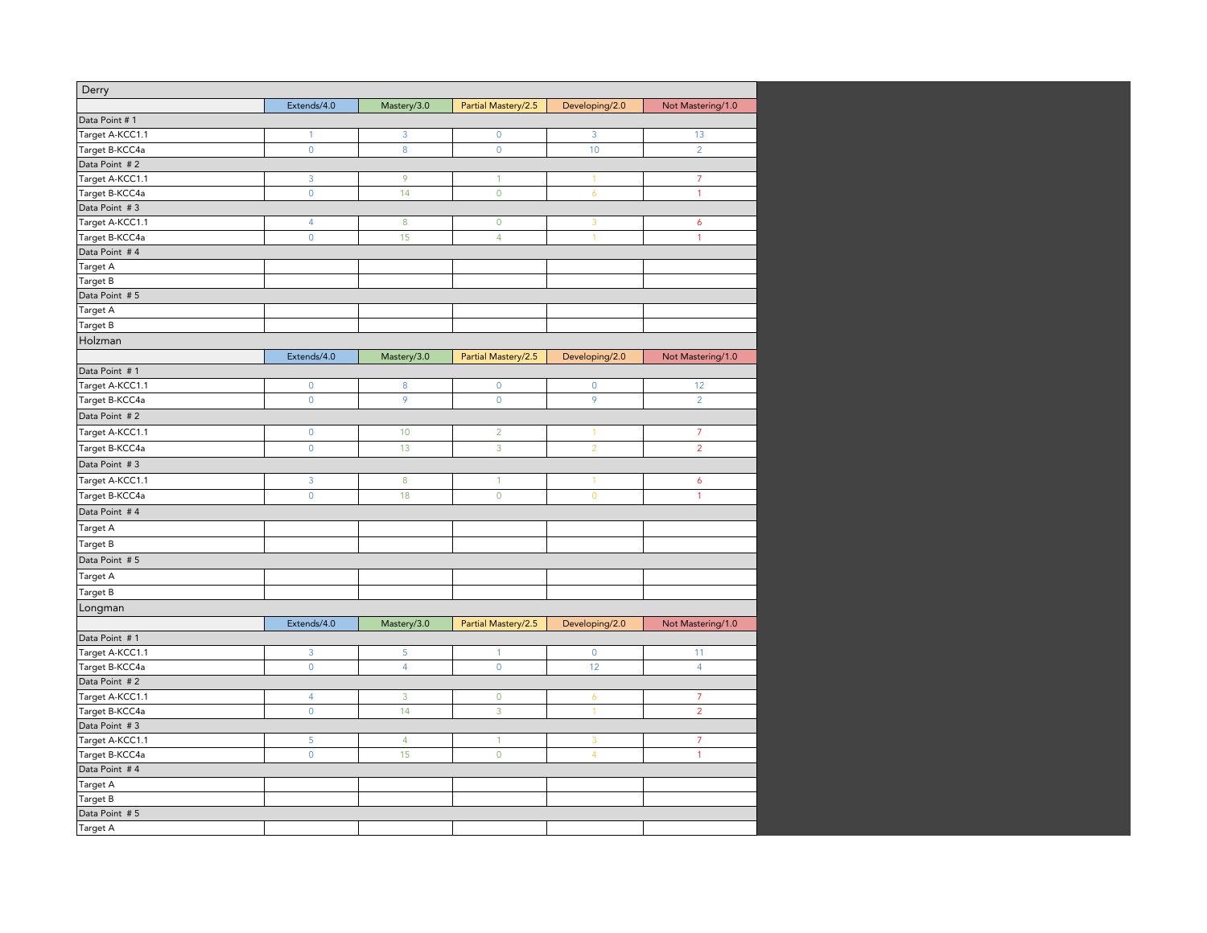## Derry

| | Extends/4.0 | Mastery/3.0 | Partial Mastery/2.5 | Developing/2.0 | Not Mastering/1.0 |
|---|---|---|---|---|---|
| Data Point # 1 | | | | | |
| Target A-KCC1.1 | 1 | 3 | 0 | 3 | 13 |
| Target B-KCC4a | 0 | 8 | 0 | 10 | 2 |
| Data Point # 2 | | | | | |
| Target A-KCC1.1 | 3 | 9 | 1 | 1 | 7 |
| Target B-KCC4a | 0 | 14 | 0 | 6 | 1 |
| Data Point # 3 | | | | | |
| Target A-KCC1.1 | 4 | 8 | 0 | 3 | 6 |
| Target B-KCC4a | 0 | 15 | 4 | 1 | 1 |
| Data Point # 4 | | | | | |
| Target A | | | | | |
| Target B | | | | | |
| Data Point # 5 | | | | | |
| Target A | | | | | |
| Target B | | | | | |

## Holzman

| | Extends/4.0 | Mastery/3.0 | Partial Mastery/2.5 | Developing/2.0 | Not Mastering/1.0 |
|---|---|---|---|---|---|
| Data Point # 1 | | | | | |
| Target A-KCC1.1 | 0 | 8 | 0 | 0 | 12 |
| Target B-KCC4a | 0 | 9 | 0 | 9 | 2 |
| Data Point # 2 | | | | | |
| Target A-KCC1.1 | 0 | 10 | 2 | 1 | 7 |
| Target B-KCC4a | 0 | 13 | 3 | 2 | 2 |
| Data Point # 3 | | | | | |
| Target A-KCC1.1 | 3 | 8 | 1 | 1 | 6 |
| Target B-KCC4a | 0 | 18 | 0 | 0 | 1 |
| Data Point # 4 | | | | | |
| Target A | | | | | |
| Target B | | | | | |
| Data Point # 5 | | | | | |
| Target A | | | | | |
| Target B | | | | | |

## Longman

| | Extends/4.0 | Mastery/3.0 | Partial Mastery/2.5 | Developing/2.0 | Not Mastering/1.0 |
|---|---|---|---|---|---|
| Data Point # 1 | | | | | |
| Target A-KCC1.1 | 3 | 5 | 1 | 0 | 11 |
| Target B-KCC4a | 0 | 4 | 0 | 12 | 4 |
| Data Point # 2 | | | | | |
| Target A-KCC1.1 | 4 | 3 | 0 | 6 | 7 |
| Target B-KCC4a | 0 | 14 | 3 | 1 | 2 |
| Data Point # 3 | | | | | |
| Target A-KCC1.1 | 5 | 4 | 1 | 3 | 7 |
| Target B-KCC4a | 0 | 15 | 0 | 4 | 1 |
| Data Point # 4 | | | | | |
| Target A | | | | | |
| Target B | | | | | |
| Data Point # 5 | | | | | |
| Target A | | | | | |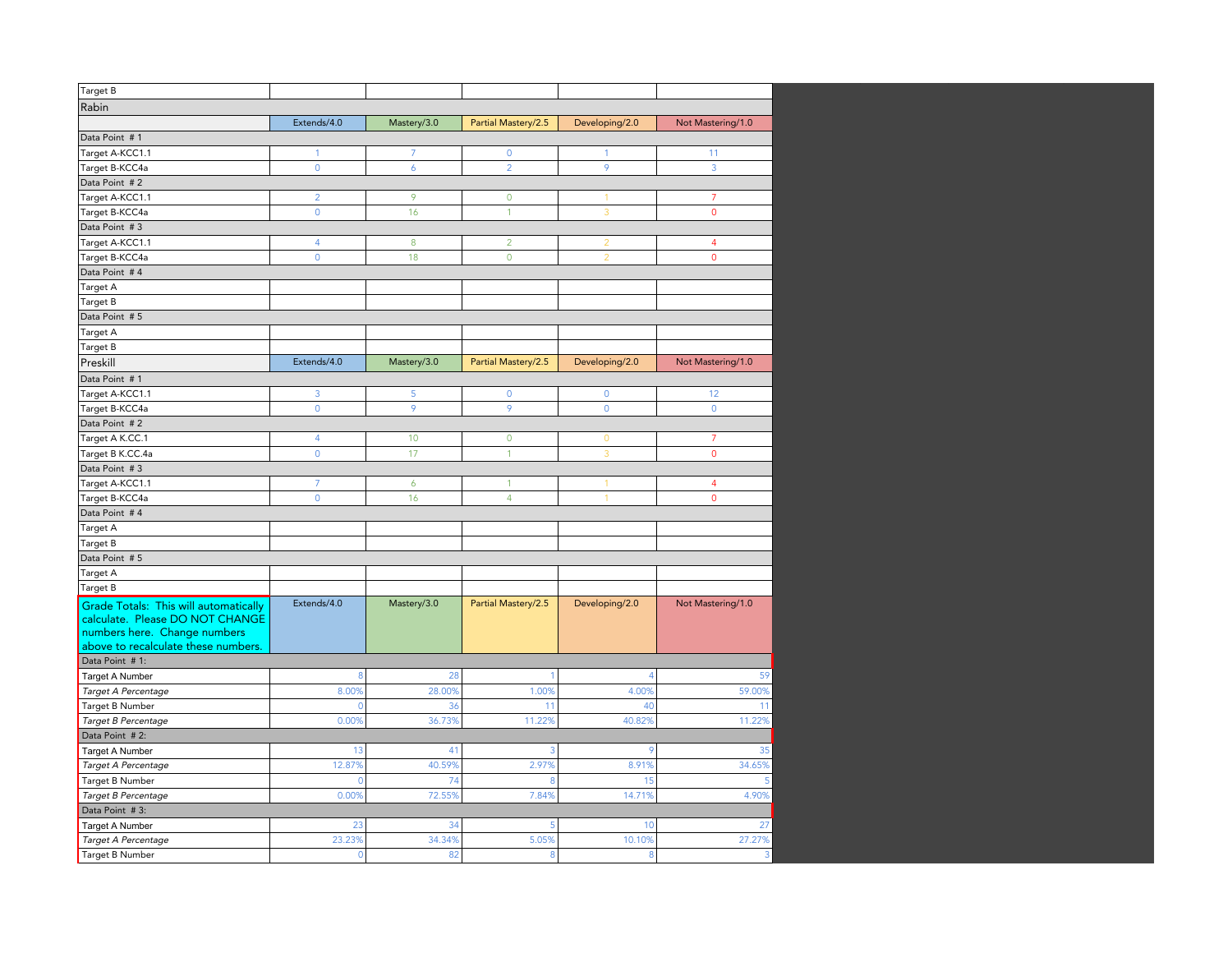| Target B | | | | | |
|---|---|---|---|---|---|
| **Rabin** | | | | | |
| | Extends/4.0 | Mastery/3.0 | Partial Mastery/2.5 | Developing/2.0 | Not Mastering/1.0 |
| Data Point # 1 | | | | | |
| Target A-KCC1.1 | 1 | 7 | 0 | 1 | 11 |
| Target B-KCC4a | 0 | 6 | 2 | 9 | 3 |
| Data Point # 2 | | | | | |
| Target A-KCC1.1 | 2 | 9 | 0 | 1 | 7 |
| Target B-KCC4a | 0 | 16 | 1 | 3 | 0 |
| Data Point # 3 | | | | | |
| Target A-KCC1.1 | 4 | 8 | 2 | 2 | 4 |
| Target B-KCC4a | 0 | 18 | 0 | 2 | 0 |
| Data Point # 4 | | | | | |
| Target A | | | | | |
| Target B | | | | | |
| Data Point # 5 | | | | | |
| Target A | | | | | |
| Target B | | | | | |
| **Preskill** | Extends/4.0 | Mastery/3.0 | Partial Mastery/2.5 | Developing/2.0 | Not Mastering/1.0 |
| Data Point # 1 | | | | | |
| Target A-KCC1.1 | 3 | 5 | 0 | 0 | 12 |
| Target B-KCC4a | 0 | 9 | 9 | 0 | 0 |
| Data Point # 2 | | | | | |
| Target A K.CC.1 | 4 | 10 | 0 | 0 | 7 |
| Target B K.CC.4a | 0 | 17 | 1 | 3 | 0 |
| Data Point # 3 | | | | | |
| Target A-KCC1.1 | 7 | 6 | 1 | 1 | 4 |
| Target B-KCC4a | 0 | 16 | 4 | 1 | 0 |
| Data Point # 4 | | | | | |
| Target A | | | | | |
| Target B | | | | | |
| Data Point # 5 | | | | | |
| Target A | | | | | |
| Target B | | | | | |

| Grade Totals: This will automatically calculate. Please DO NOT CHANGE numbers here. Change numbers above to recalculate these numbers. | Extends/4.0 | Mastery/3.0 | Partial Mastery/2.5 | Developing/2.0 | Not Mastering/1.0 |
|---|---|---|---|---|---|
| Data Point # 1: | | | | | |
| Target A Number | 8 | 28 | 1 | 4 | 59 |
| *Target A Percentage* | 8.00% | 28.00% | 1.00% | 4.00% | 59.00% |
| Target B Number | 0 | 36 | 11 | 40 | 11 |
| *Target B Percentage* | 0.00% | 36.73% | 11.22% | 40.82% | 11.22% |
| Data Point # 2: | | | | | |
| Target A Number | 13 | 41 | 3 | 9 | 35 |
| *Target A Percentage* | 12.87% | 40.59% | 2.97% | 8.91% | 34.65% |
| Target B Number | 0 | 74 | 8 | 15 | 5 |
| *Target B Percentage* | 0.00% | 72.55% | 7.84% | 14.71% | 4.90% |
| Data Point # 3: | | | | | |
| Target A Number | 23 | 34 | 5 | 10 | 27 |
| *Target A Percentage* | 23.23% | 34.34% | 5.05% | 10.10% | 27.27% |
| Target B Number | 0 | 82 | 8 | 8 | 3 |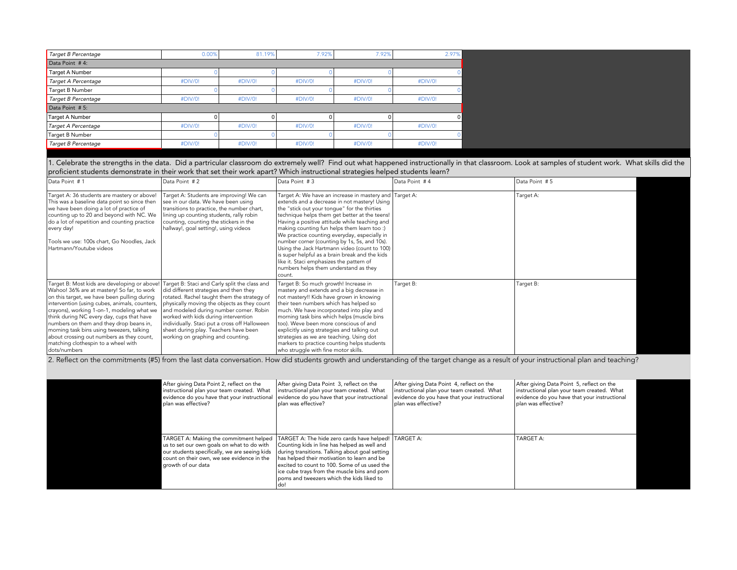| | | | | | |
|---|---|---|---|---|---|
| *Target B Percentage* | 0.00% | 81.19% | 7.92% | 7.92% | 2.97% |
| Data Point # 4: | | | | | |
| Target A Number | 0 | 0 | 0 | 0 | 0 |
| *Target A Percentage* | #DIV/0! | #DIV/0! | #DIV/0! | #DIV/0! | #DIV/0! |
| Target B Number | 0 | 0 | 0 | 0 | 0 |
| *Target B Percentage* | #DIV/0! | #DIV/0! | #DIV/0! | #DIV/0! | #DIV/0! |
| Data Point # 5: | | | | | |
| Target A Number | 0 | 0 | 0 | 0 | 0 |
| *Target A Percentage* | #DIV/0! | #DIV/0! | #DIV/0! | #DIV/0! | #DIV/0! |
| Target B Number | 0 | 0 | 0 | 0 | 0 |
| *Target B Percentage* | #DIV/0! | #DIV/0! | #DIV/0! | #DIV/0! | #DIV/0! |

1. Celebrate the strengths in the data. Did a partricular classroom do extremely well? Find out what happened instructionally in that classroom. Look at samples of student work. What skills did the proficient students demonstrate in their work that set their work apart? Which instructional strategies helped students learn?

| Data Point # 1 | Data Point # 2 | Data Point # 3 | Data Point # 4 | Data Point # 5 |
|---|---|---|---|---|
| Target A: 36 students are mastery or above! This was a baseline data point so since then we have been doing a lot of practice of counting up to 20 and beyond with NC. We do a lot of repetition and counting practice every day!<br><br>Tools we use: 100s chart, Go Noodles, Jack Hartmann/Youtube videos | Target A: Students are improving! We can see in our data. We have been using transitions to practice, the number chart, lining up counting students, rally robin counting, counting the stickers in the hallway!, goal setting!, using videos | Target A: We have an increase in mastery and extends and a decrease in not mastery! Using the "stick out your tongue" for the thirties technique helps them get better at the teens! Having a positive attitude while teaching and making counting fun helps them learn too :) We practice counting everyday, especially in number corner (counting by 1s, 5s, and 10s). Using the Jack Hartmann video (count to 100) is super helpful as a brain break and the kids like it. Staci emphasizes the pattern of numbers helps them understand as they count. | Target A: | Target A: |
| Target B: Most kids are developing or above! Wahoo! 36% are at mastery! So far, to work on this target, we have been pulling during intervention (using cubes, animals, counters, crayons), working 1-on-1, modeling what we think during NC every day, cups that have numbers on them and they drop beans in, morning task bins using tweezers, talking about crossing out numbers as they count, matching clothespin to a wheel with dots/numbers | Target B: Staci and Carly split the class and did different strategies and then they rotated. Rachel taught them the strategy of physically moving the objects as they count and modeled during number corner. Robin worked with kids during intervention individually. Staci put a cross off Halloween sheet during play. Teachers have been working on graphing and counting. | Target B: So much growth! Increase in mastery and extends and a big decrease in not mastery!! Kids have grown in knowing their teen numbers which has helped so much. We have incorporated into play and morning task bins which helps (muscle bins too). Weve been more conscious of and explicitly using strategies and talking out strategies as we are teaching. Using dot markers to practice counting helps students who struggle with fine motor skills. | Target B: | Target B: |

2. Reflect on the commitments (#5) from the last data conversation. How did students growth and understanding of the target change as a result of your instructional plan and teaching?

| | | | |
|---|---|---|---|
| After giving Data Point 2, reflect on the instructional plan your team created. What evidence do you have that your instructional plan was effective? | After giving Data Point 3, reflect on the instructional plan your team created. What evidence do you have that your instructional plan was effective? | After giving Data Point 4, reflect on the instructional plan your team created. What evidence do you have that your instructional plan was effective? | After giving Data Point 5, reflect on the instructional plan your team created. What evidence do you have that your instructional plan was effective? |
| TARGET A: Making the commitment helped us to set our own goals on what to do with our students specifically, we are seeing kids count on their own, we see evidence in the growth of our data | TARGET A: The hide zero cards have helped! Counting kids in line has helped as well and during transitions. Talking about goal setting has helped their motivation to learn and be excited to count to 100. Some of us used the ice cube trays from the muscle bins and pom poms and tweezers which the kids liked to do! | TARGET A: | TARGET A: |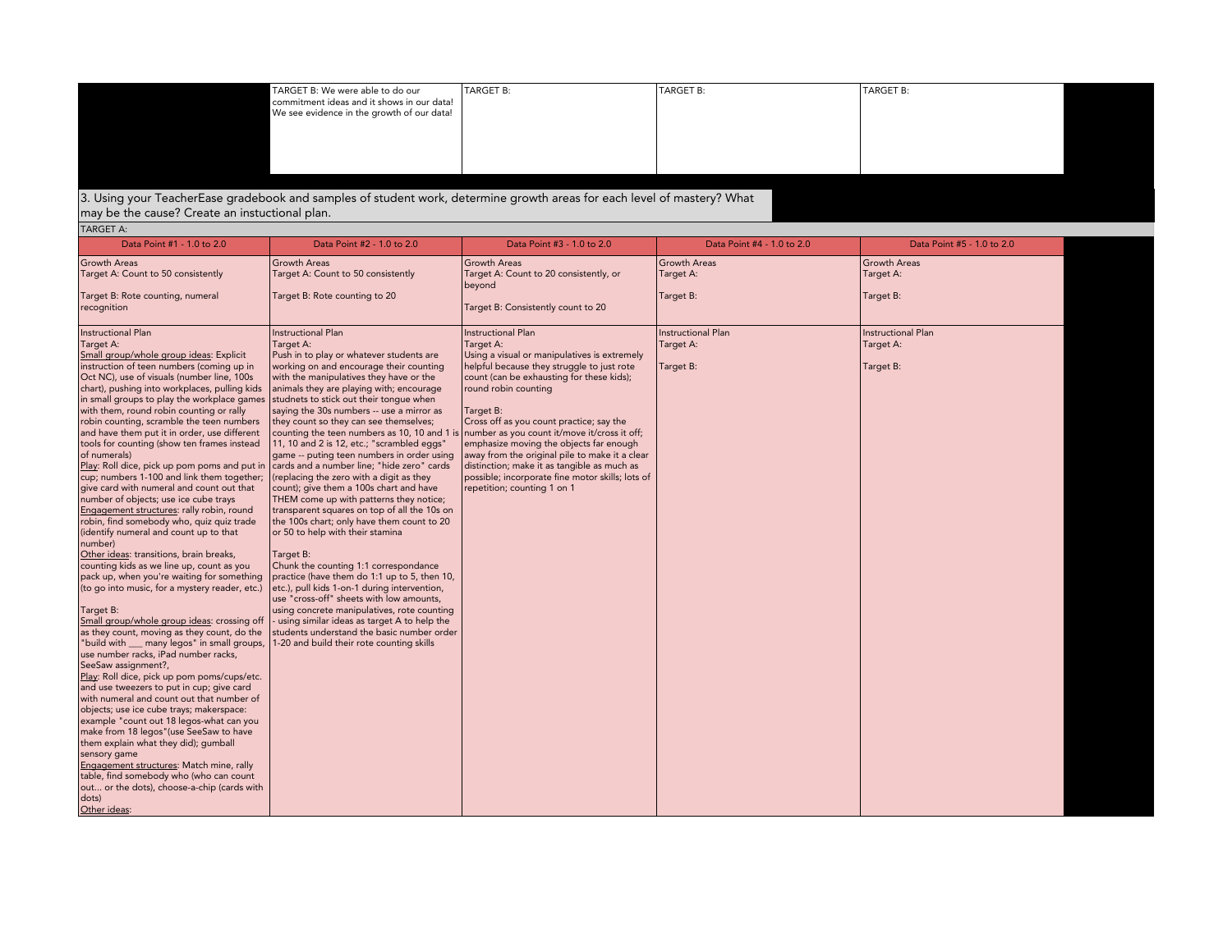| | TARGET B: We were able to do our commitment ideas and it shows in our data! We see evidence in the growth of our data! | TARGET B: | TARGET B: | TARGET B: |
|---|---|---|---|---|

3. Using your TeacherEase gradebook and samples of student work, determine growth areas for each level of mastery? What may be the cause? Create an instuctional plan.

TARGET A:

| Data Point #1 - 1.0 to 2.0 | Data Point #2 - 1.0 to 2.0 | Data Point #3 - 1.0 to 2.0 | Data Point #4 - 1.0 to 2.0 | Data Point #5 - 1.0 to 2.0 |
|---|---|---|---|---|
| Growth Areas<br>Target A: Count to 50 consistently<br><br>Target B: Rote counting, numeral recognition | Growth Areas<br>Target A: Count to 50 consistently<br><br>Target B: Rote counting to 20 | Growth Areas<br>Target A: Count to 20 consistently, or beyond<br><br>Target B: Consistently count to 20 | Growth Areas<br>Target A:<br><br>Target B: | Growth Areas<br>Target A:<br><br>Target B: |
| Instructional Plan<br>Target A:<br>Small group/whole group ideas: Explicit instruction of teen numbers (coming up in Oct NC), use of visuals (number line, 100s chart), pushing into workplaces, pulling kids in small groups to play the workplace games with them, round robin counting or rally robin counting, scramble the teen numbers and have them put it in order, use different tools for counting (show ten frames instead of numerals)<br>Play: Roll dice, pick up pom poms and put in cup; numbers 1-100 and link them together; give card with numeral and count out that number of objects; use ice cube trays<br>Engagement structures: rally robin, round robin, find somebody who, quiz quiz trade (identify numeral and count up to that number)<br>Other ideas: transitions, brain breaks, counting kids as we line up, count as you pack up, when you're waiting for something (to go into music, for a mystery reader, etc.)<br><br>Target B:<br>Small group/whole group ideas: crossing off as they count, moving as they count, do the "build with ___ many legos" in small groups, use number racks, iPad number racks, SeeSaw assignment?,<br>Play: Roll dice, pick up pom poms/cups/etc. and use tweezers to put in cup; give card with numeral and count out that number of objects; use ice cube trays; makerspace: example "count out 18 legos-what can you make from 18 legos"(use SeeSaw to have them explain what they did); gumball sensory game<br>Engagement structures: Match mine, rally table, find somebody who (who can count out... or the dots), choose-a-chip (cards with dots)<br>Other ideas: | Instructional Plan<br>Target A:<br>Push in to play or whatever students are working on and encourage their counting with the manipulatives they have or the animals they are playing with; encourage studnets to stick out their tongue when saying the 30s numbers -- use a mirror as they count so they can see themselves; counting the teen numbers as 10, 10 and 1 is 11, 10 and 2 is 12, etc.; "scrambled eggs" game -- puting teen numbers in order using cards and a number line; "hide zero" cards (replacing the zero with a digit as they count); give them a 100s chart and have THEM come up with patterns they notice; transparent squares on top of all the 10s on the 100s chart; only have them count to 20 or 50 to help with their stamina<br><br>Target B:<br>Chunk the counting 1:1 correspondance practice (have them do 1:1 up to 5, then 10, etc.), pull kids 1-on-1 during intervention, use "cross-off" sheets with low amounts, using concrete manipulatives, rote counting - using similar ideas as target A to help the students understand the basic number order 1-20 and build their rote counting skills | Instructional Plan<br>Target A:<br>Using a visual or manipulatives is extremely helpful because they struggle to just rote count (can be exhausting for these kids); round robin counting<br><br>Target B:<br>Cross off as you count practice; say the number as you count it/move it/cross it off; emphasize moving the objects far enough away from the original pile to make it a clear distinction; make it as tangible as much as possible; incorporate fine motor skills; lots of repetition; counting 1 on 1 | Instructional Plan<br>Target A:<br><br>Target B: | Instructional Plan<br>Target A:<br><br>Target B: |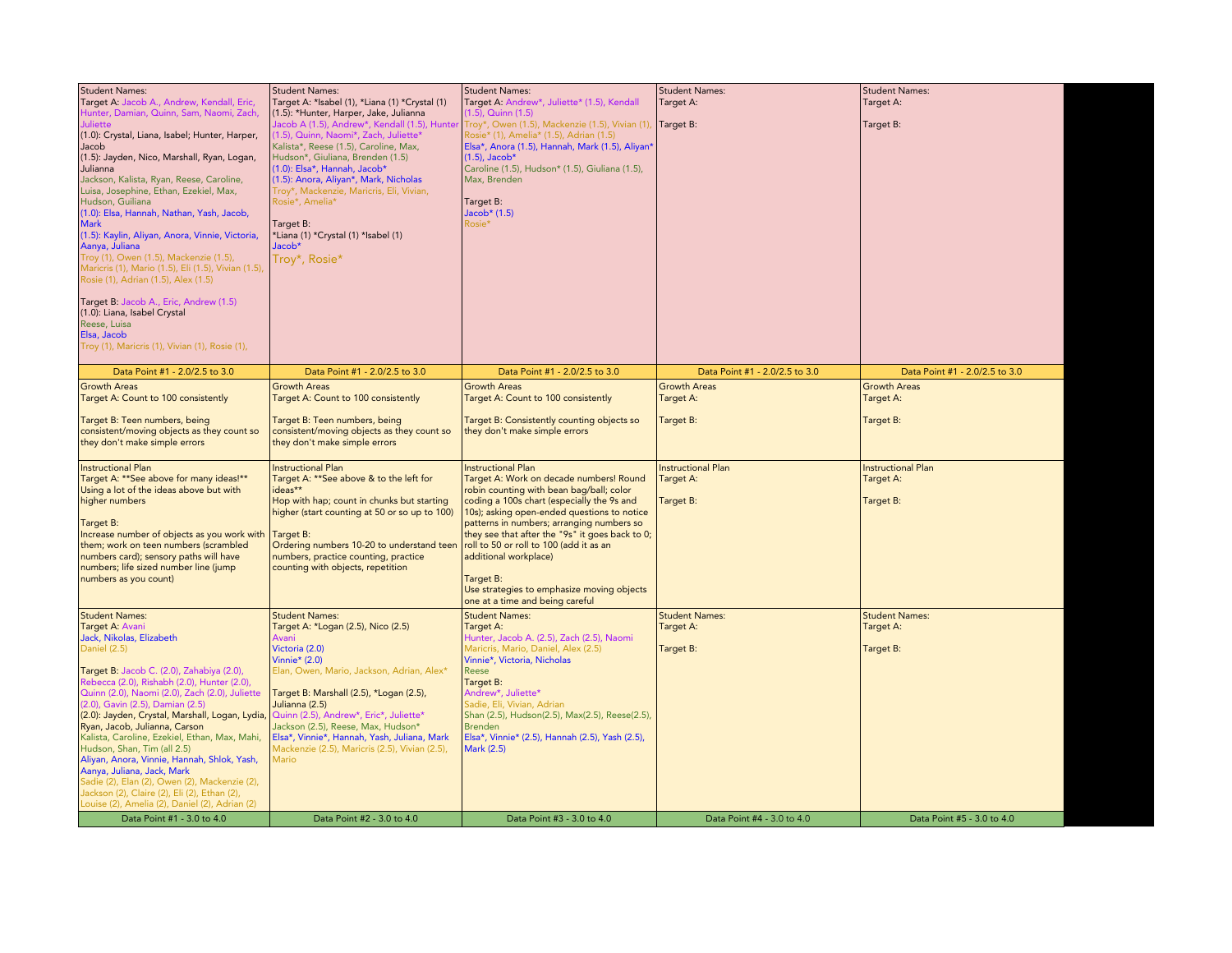| Student Names:<br>Target A: Jacob A., Andrew, Kendall, Eric, Hunter, Damian, Quinn, Sam, Naomi, Zach, Juliette<br>(1.0): Crystal, Liana, Isabel; Hunter, Harper, Jacob<br>(1.5): Jayden, Nico, Marshall, Ryan, Logan, Julianna<br>Jackson, Kalista, Ryan, Reese, Caroline, Luisa, Josephine, Ethan, Ezekiel, Max, Hudson, Guiliana<br>(1.0): Elsa, Hannah, Nathan, Yash, Jacob, Mark<br>(1.5): Kaylin, Aliyan, Anora, Vinnie, Victoria, Aanya, Juliana<br>Troy (1), Owen (1.5), Mackenzie (1.5), Maricris (1), Mario (1.5), Eli (1.5), Vivian (1.5), Rosie (1), Adrian (1.5), Alex (1.5)<br><br>Target B: Jacob A., Eric, Andrew (1.5)<br>(1.0): Liana, Isabel Crystal<br>Reese, Luisa<br>Elsa, Jacob<br>Troy (1), Maricris (1), Vivian (1), Rosie (1), | Student Names:<br>Target A: *Isabel (1), *Liana (1) *Crystal (1)<br>(1.5): *Hunter, Harper, Jake, Julianna<br>Jacob A (1.5), Andrew*, Kendall (1.5), Hunter (1.5), Quinn, Naomi*, Zach, Juliette*<br>Kalista*, Reese (1.5), Caroline, Max, Hudson*, Giuliana, Brenden (1.5)<br>(1.0): Elsa*, Hannah, Jacob*<br>(1.5): Anora, Aliyan*, Mark, Nicholas<br>Troy*, Mackenzie, Maricris, Eli, Vivian, Rosie*, Amelia*<br><br>Target B:<br>*Liana (1) *Crystal (1) *Isabel (1)<br>Jacob*<br>Troy*, Rosie* | Student Names:<br>Target A: Andrew*, Juliette* (1.5), Kendall (1.5), Quinn (1.5)<br>Troy*, Owen (1.5), Mackenzie (1.5), Vivian (1), Rosie* (1), Amelia* (1.5), Adrian (1.5)<br>Elsa*, Anora (1.5), Hannah, Mark (1.5), Aliyan* (1.5), Jacob*<br>Caroline (1.5), Hudson* (1.5), Giuliana (1.5), Max, Brenden<br><br>Target B:<br>Jacob* (1.5)<br>Rosie* | Student Names:<br>Target A:<br><br>Target B: | Student Names:<br>Target A:<br><br>Target B: |
|---|---|---|---|---|
| Data Point #1 - 2.0/2.5 to 3.0 | Data Point #1 - 2.0/2.5 to 3.0 | Data Point #1 - 2.0/2.5 to 3.0 | Data Point #1 - 2.0/2.5 to 3.0 | Data Point #1 - 2.0/2.5 to 3.0 |
| Growth Areas<br>Target A: Count to 100 consistently<br><br>Target B: Teen numbers, being consistent/moving objects as they count so they don't make simple errors | Growth Areas<br>Target A: Count to 100 consistently<br><br>Target B: Teen numbers, being consistent/moving objects as they count so they don't make simple errors | Growth Areas<br>Target A: Count to 100 consistently<br><br>Target B: Consistently counting objects so they don't make simple errors | Growth Areas<br>Target A:<br><br>Target B: | Growth Areas<br>Target A:<br><br>Target B: |
| Instructional Plan<br>Target A: **See above for many ideas!** Using a lot of the ideas above but with higher numbers<br><br>Target B:<br>Increase number of objects as you work with them; work on teen numbers (scrambled numbers card); sensory paths will have numbers; life sized number line (jump numbers as you count) | Instructional Plan<br>Target A: **See above & to the left for ideas**<br>Hop with hap; count in chunks but starting higher (start counting at 50 or so up to 100)<br><br>Target B:<br>Ordering numbers 10-20 to understand teen numbers, practice counting, practice counting with objects, repetition | Instructional Plan<br>Target A: Work on decade numbers! Round robin counting with bean bag/ball; color coding a 100s chart (especially the 9s and 10s); asking open-ended questions to notice patterns in numbers; arranging numbers so they see that after the "9s" it goes back to 0; roll to 50 or roll to 100 (add it as an additional workplace)<br><br>Target B:<br>Use strategies to emphasize moving objects one at a time and being careful | Instructional Plan<br>Target A:<br><br>Target B: | Instructional Plan<br>Target A:<br><br>Target B: |
| Student Names:<br>Target A: Avani<br>Jack, Nikolas, Elizabeth<br>Daniel (2.5)<br><br>Target B: Jacob C. (2.0), Zahabiya (2.0), Rebecca (2.0), Rishabh (2.0), Hunter (2.0), Quinn (2.0), Naomi (2.0), Zach (2.0), Juliette (2.0), Gavin (2.5), Damian (2.5)<br>(2.0): Jayden, Crystal, Marshall, Logan, Lydia, Ryan, Jacob, Julianna, Carson<br>Kalista, Caroline, Ezekiel, Ethan, Max, Mahi, Hudson, Shan, Tim (all 2.5)<br>Aliyan, Anora, Vinnie, Hannah, Shlok, Yash, Aanya, Juliana, Jack, Mark<br>Sadie (2), Elan (2), Owen (2), Mackenzie (2), Jackson (2), Claire (2), Eli (2), Ethan (2), Louise (2), Amelia (2), Daniel (2), Adrian (2) | Student Names:<br>Target A: *Logan (2.5), Nico (2.5)<br>Avani<br>Victoria (2.0)<br>Vinnie* (2.0)<br>Elan, Owen, Mario, Jackson, Adrian, Alex*<br><br>Target B: Marshall (2.5), *Logan (2.5), Julianna (2.5)<br>Quinn (2.5), Andrew*, Eric*, Juliette*<br>Jackson (2.5), Reese, Max, Hudson*<br>Elsa*, Vinnie*, Hannah, Yash, Juliana, Mark<br>Mackenzie (2.5), Maricris (2.5), Vivian (2.5), Mario | Student Names:<br>Target A:<br>Hunter, Jacob A. (2.5), Zach (2.5), Naomi<br>Maricris, Mario, Daniel, Alex (2.5)<br>Vinnie*, Victoria, Nicholas<br>Reese<br>Target B:<br>Andrew*, Juliette*<br>Sadie, Eli, Vivian, Adrian<br>Shan (2.5), Hudson(2.5), Max(2.5), Reese(2.5), Brenden<br>Elsa*, Vinnie* (2.5), Hannah (2.5), Yash (2.5), Mark (2.5) | Student Names:<br>Target A:<br><br>Target B: | Student Names:<br>Target A:<br><br>Target B: |
| Data Point #1 - 3.0 to 4.0 | Data Point #2 - 3.0 to 4.0 | Data Point #3 - 3.0 to 4.0 | Data Point #4 - 3.0 to 4.0 | Data Point #5 - 3.0 to 4.0 |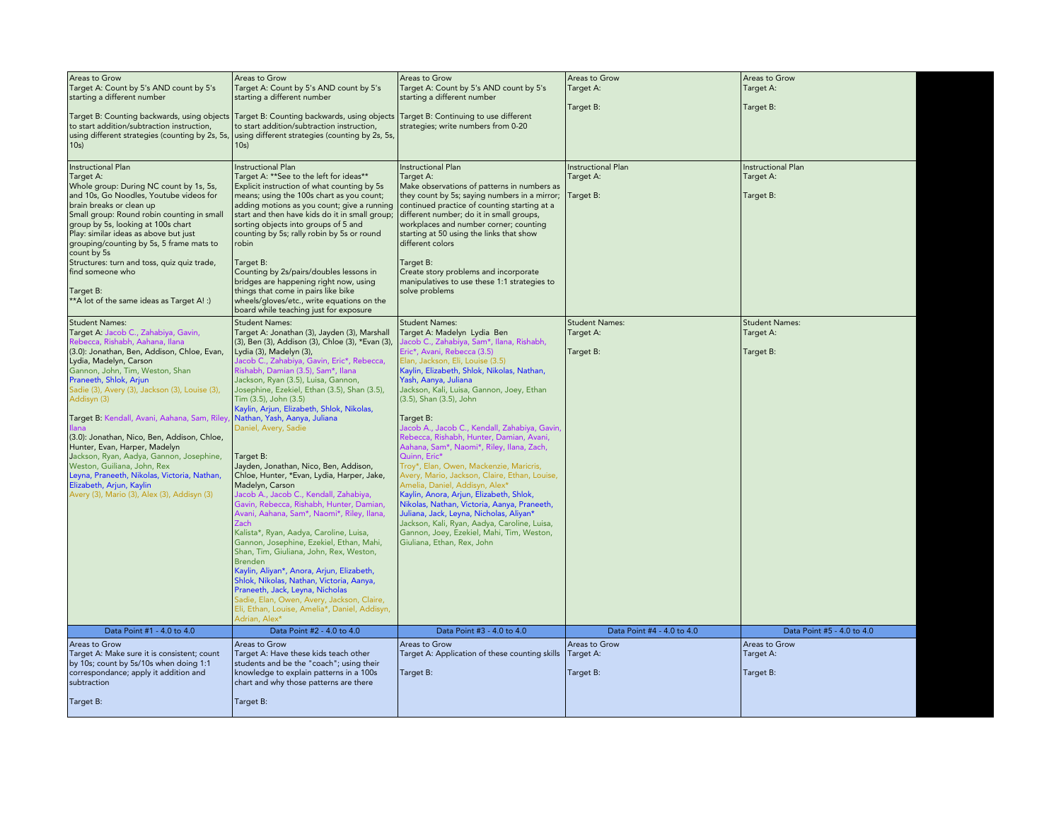| Areas to Grow<br>Target A: Count by 5's AND count by 5's starting a different number<br><br>Target B: Counting backwards, using objects to start addition/subtraction instruction, using different strategies (counting by 2s, 5s, 10s) | Areas to Grow<br>Target A: Count by 5's AND count by 5's starting a different number<br><br>Target B: Counting backwards, using objects to start addition/subtraction instruction, using different strategies (counting by 2s, 5s, 10s) | Areas to Grow<br>Target A: Count by 5's AND count by 5's starting a different number<br><br>Target B: Continuing to use different strategies; write numbers from 0-20 | Areas to Grow<br>Target A:<br><br>Target B: | Areas to Grow<br>Target A:<br><br>Target B: |
|---|---|---|---|---|
| Instructional Plan<br>Target A:<br>Whole group: During NC count by 1s, 5s, and 10s, Go Noodles, Youtube videos for brain breaks or clean up<br>Small group: Round robin counting in small group by 5s, looking at 100s chart<br>Play: similar ideas as above but just grouping/counting by 5s, 5 frame mats to count by 5s<br>Structures: turn and toss, quiz quiz trade, find someone who<br><br>Target B:<br>**A lot of the same ideas as Target A! :) | Instructional Plan<br>Target A: **See to the left for ideas**<br>Explicit instruction of what counting by 5s means; using the 100s chart as you count; adding motions as you count; give a running start and then have kids do it in small group; sorting objects into groups of 5 and counting by 5s; rally robin by 5s or round robin<br><br>Target B:<br>Counting by 2s/pairs/doubles lessons in bridges are happening right now, using things that come in pairs like bike wheels/gloves/etc., write equations on the board while teaching just for exposure | Instructional Plan<br>Target A:<br>Make observations of patterns in numbers as they count by 5s; saying numbers in a mirror; continued practice of counting starting at a different number; do it in small groups, workplaces and number corner; counting starting at 50 using the links that show different colors<br><br>Target B:<br>Create story problems and incorporate manipulatives to use these 1:1 strategies to solve problems | Instructional Plan<br>Target A:<br><br>Target B: | Instructional Plan<br>Target A:<br><br>Target B: |
| Student Names:<br>Target A: Jacob C., Zahabiya, Gavin, Rebecca, Rishabh, Aahana, Ilana<br>(3.0): Jonathan, Ben, Addison, Chloe, Evan, Lydia, Madelyn, Carson<br>Gannon, John, Tim, Weston, Shan<br>Praneeth, Shlok, Arjun<br>Sadie (3), Avery (3), Jackson (3), Louise (3), Addisyn (3)<br><br>Target B: Kendall, Avani, Aahana, Sam, Riley, Ilana<br>(3.0): Jonathan, Nico, Ben, Addison, Chloe, Hunter, Evan, Harper, Madelyn<br>Jackson, Ryan, Aadya, Gannon, Josephine, Weston, Guiliana, John, Rex<br>Leyna, Praneeth, Nikolas, Victoria, Nathan, Elizabeth, Arjun, Kaylin<br>Avery (3), Mario (3), Alex (3), Addisyn (3) | Student Names:<br>Target A: Jonathan (3), Jayden (3), Marshall (3), Ben (3), Addison (3), Chloe (3), *Evan (3), Lydia (3), Madelyn (3),<br>Jacob C., Zahabiya, Gavin, Eric*, Rebecca, Rishabh, Damian (3.5), Sam*, Ilana<br>Jackson, Ryan (3.5), Luisa, Gannon, Josephine, Ezekiel, Ethan (3.5), Shan (3.5), Tim (3.5), John (3.5)<br>Kaylin, Arjun, Elizabeth, Shlok, Nikolas, Nathan, Yash, Aanya, Juliana<br>Daniel, Avery, Sadie<br><br>Target B:<br>Jayden, Jonathan, Nico, Ben, Addison, Chloe, Hunter, *Evan, Lydia, Harper, Jake, Madelyn, Carson<br>Jacob A., Jacob C., Kendall, Zahabiya, Gavin, Rebecca, Rishabh, Hunter, Damian, Avani, Aahana, Sam*, Naomi*, Riley, Ilana, Zach<br>Kalista*, Ryan, Aadya, Caroline, Luisa, Gannon, Josephine, Ezekiel, Ethan, Mahi, Shan, Tim, Giuliana, John, Rex, Weston, Brenden<br>Kaylin, Aliyan*, Anora, Arjun, Elizabeth, Shlok, Nikolas, Nathan, Victoria, Aanya, Praneeth, Jack, Leyna, Nicholas<br>Sadie, Elan, Owen, Avery, Jackson, Claire, Eli, Ethan, Louise, Amelia*, Daniel, Addisyn, Adrian, Alex* | Student Names:<br>Target A: Madelyn Lydia Ben<br>Jacob C., Zahabiya, Sam*, Ilana, Rishabh, Eric*, Avani, Rebecca (3.5)<br>Elan, Jackson, Eli, Louise (3.5)<br>Kaylin, Elizabeth, Shlok, Nikolas, Nathan, Yash, Aanya, Juliana<br>Jackson, Kali, Luisa, Gannon, Joey, Ethan (3.5), Shan (3.5), John<br><br>Target B:<br>Jacob A., Jacob C., Kendall, Zahabiya, Gavin, Rebecca, Rishabh, Hunter, Damian, Avani, Aahana, Sam*, Naomi*, Riley, Ilana, Zach, Quinn, Eric*<br>Troy*, Elan, Owen, Mackenzie, Maricris, Avery, Mario, Jackson, Claire, Ethan, Louise, Amelia, Daniel, Addisyn, Alex*<br>Kaylin, Anora, Arjun, Elizabeth, Shlok, Nikolas, Nathan, Victoria, Aanya, Praneeth, Juliana, Jack, Leyna, Nicholas, Aliyan*<br>Jackson, Kali, Ryan, Aadya, Caroline, Luisa, Gannon, Joey, Ezekiel, Mahi, Tim, Weston, Giuliana, Ethan, Rex, John | Student Names:<br>Target A:<br><br>Target B: | Student Names:<br>Target A:<br><br>Target B: |
| Data Point #1 - 4.0 to 4.0 | Data Point #2 - 4.0 to 4.0 | Data Point #3 - 4.0 to 4.0 | Data Point #4 - 4.0 to 4.0 | Data Point #5 - 4.0 to 4.0 |
| Areas to Grow<br>Target A: Make sure it is consistent; count by 10s; count by 5s/10s when doing 1:1 correspondance; apply it addition and subtraction<br><br>Target B: | Areas to Grow<br>Target A: Have these kids teach other students and be the "coach"; using their knowledge to explain patterns in a 100s chart and why those patterns are there<br><br>Target B: | Areas to Grow<br>Target A: Application of these counting skills<br><br>Target B: | Areas to Grow<br>Target A:<br><br>Target B: | Areas to Grow<br>Target A:<br><br>Target B: |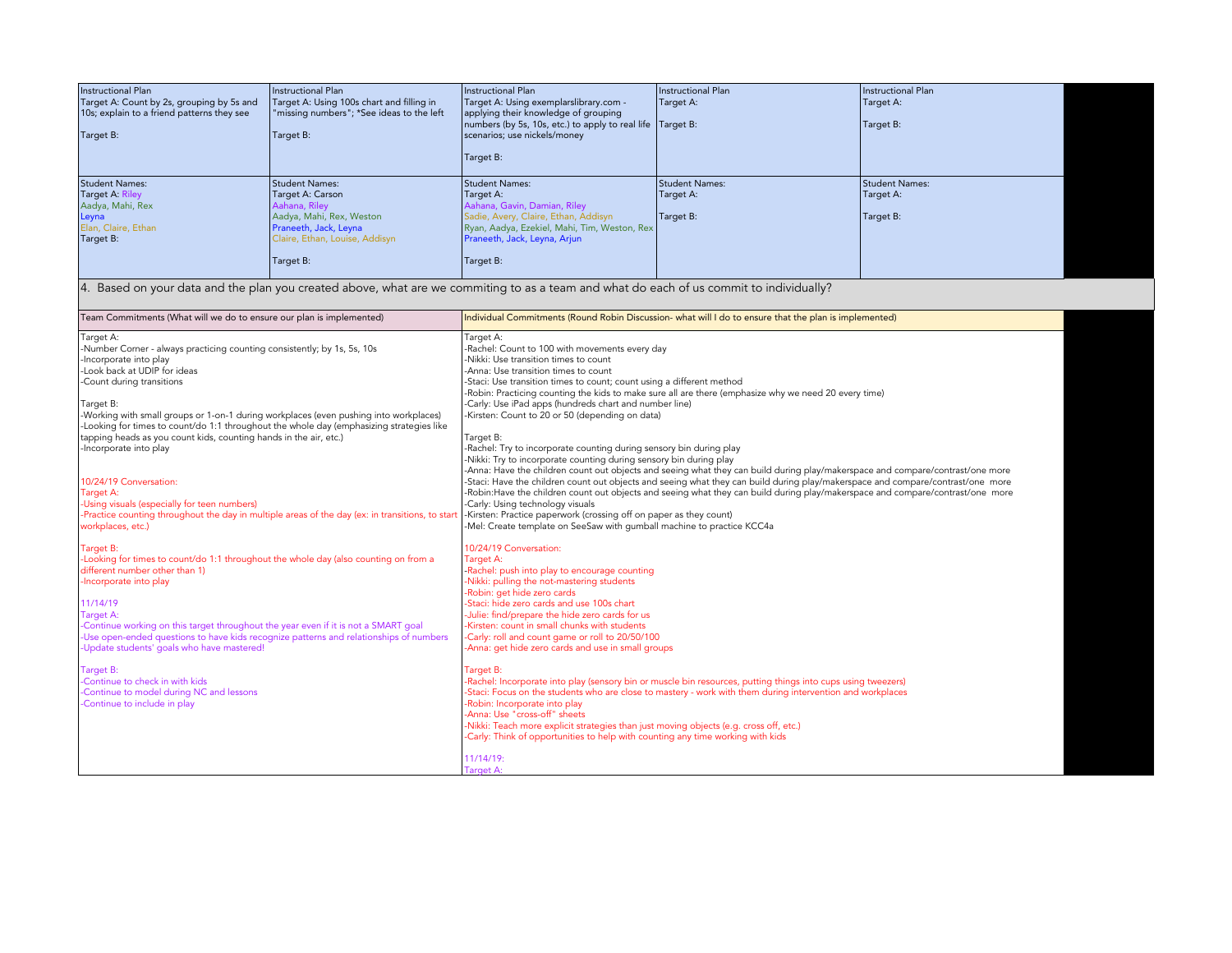| Instructional Plan<br>Target A: Count by 2s, grouping by 5s and 10s; explain to a friend patterns they see<br><br>Target B: | Instructional Plan<br>Target A: Using 100s chart and filling in "missing numbers"; *See ideas to the left<br><br>Target B: | Instructional Plan<br>Target A: Using exemplarslibrary.com - applying their knowledge of grouping numbers (by 5s, 10s, etc.) to apply to real life scenarios; use nickels/money<br><br>Target B: | Instructional Plan<br>Target A:<br><br>Target B: | Instructional Plan<br>Target A:<br><br>Target B: |
|---|---|---|---|---|
| Student Names:<br>Target A: Riley<br>Aadya, Mahi, Rex<br>Leyna<br>Elan, Claire, Ethan<br>Target B: | Student Names:<br>Target A: Carson<br>Aahana, Riley<br>Aadya, Mahi, Rex, Weston<br>Praneeth, Jack, Leyna<br>Claire, Ethan, Louise, Addisyn<br><br>Target B: | Student Names:<br>Target A:<br>Aahana, Gavin, Damian, Riley<br>Sadie, Avery, Claire, Ethan, Addisyn<br>Ryan, Aadya, Ezekiel, Mahi, Tim, Weston, Rex<br>Praneeth, Jack, Leyna, Arjun<br><br>Target B: | Student Names:<br>Target A:<br><br>Target B: | Student Names:<br>Target A:<br><br>Target B: |

4. Based on your data and the plan you created above, what are we commiting to as a team and what do each of us commit to individually?

| Team Commitments (What will we do to ensure our plan is implemented) | Individual Commitments (Round Robin Discussion- what will I do to ensure that the plan is implemented) |
|---|---|
| Target A:<br>-Number Corner - always practicing counting consistently; by 1s, 5s, 10s<br>-Incorporate into play<br>-Look back at UDIP for ideas<br>-Count during transitions<br><br>Target B:<br>-Working with small groups or 1-on-1 during workplaces (even pushing into workplaces)<br>-Looking for times to count/do 1:1 throughout the whole day (emphasizing strategies like tapping heads as you count kids, counting hands in the air, etc.)<br>-Incorporate into play<br><br>10/24/19 Conversation:<br>Target A:<br>-Using visuals (especially for teen numbers)<br>-Practice counting throughout the day in multiple areas of the day (ex: in transitions, to start workplaces, etc.)<br><br>Target B:<br>-Looking for times to count/do 1:1 throughout the whole day (also counting on from a different number other than 1)<br>-Incorporate into play<br><br>11/14/19<br>Target A:<br>-Continue working on this target throughout the year even if it is not a SMART goal<br>-Use open-ended questions to have kids recognize patterns and relationships of numbers<br>-Update students' goals who have mastered!<br><br>Target B:<br>-Continue to check in with kids<br>-Continue to model during NC and lessons<br>-Continue to include in play | Target A:<br>-Rachel: Count to 100 with movements every day<br>-Nikki: Use transition times to count<br>-Anna: Use transition times to count<br>-Staci: Use transition times to count; count using a different method<br>-Robin: Practicing counting the kids to make sure all are there (emphasize why we need 20 every time)<br>-Carly: Use iPad apps (hundreds chart and number line)<br>-Kirsten: Count to 20 or 50 (depending on data)<br><br>Target B:<br>-Rachel: Try to incorporate counting during sensory bin during play<br>-Nikki: Try to incorporate counting during sensory bin during play<br>-Anna: Have the children count out objects and seeing what they can build during play/makerspace and compare/contrast/one more<br>-Staci: Have the children count out objects and seeing what they can build during play/makerspace and compare/contrast/one more<br>-Robin:Have the children count out objects and seeing what they can build during play/makerspace and compare/contrast/one more<br>-Carly: Using technology visuals<br>-Kirsten: Practice paperwork (crossing off on paper as they count)<br>-Mel: Create template on SeeSaw with gumball machine to practice KCC4a<br><br>10/24/19 Conversation:<br>Target A:<br>-Rachel: push into play to encourage counting<br>-Nikki: pulling the not-mastering students<br>-Robin: get hide zero cards<br>-Staci: hide zero cards and use 100s chart<br>-Julie: find/prepare the hide zero cards for us<br>-Kirsten: count in small chunks with students<br>-Carly: roll and count game or roll to 20/50/100<br>-Anna: get hide zero cards and use in small groups<br><br>Target B:<br>-Rachel: Incorporate into play (sensory bin or muscle bin resources, putting things into cups using tweezers)<br>-Staci: Focus on the students who are close to mastery - work with them during intervention and workplaces<br>-Robin: Incorporate into play<br>-Anna: Use "cross-off" sheets<br>-Nikki: Teach more explicit strategies than just moving objects (e.g. cross off, etc.)<br>-Carly: Think of opportunities to help with counting any time working with kids<br><br>11/14/19:<br>Target A: |